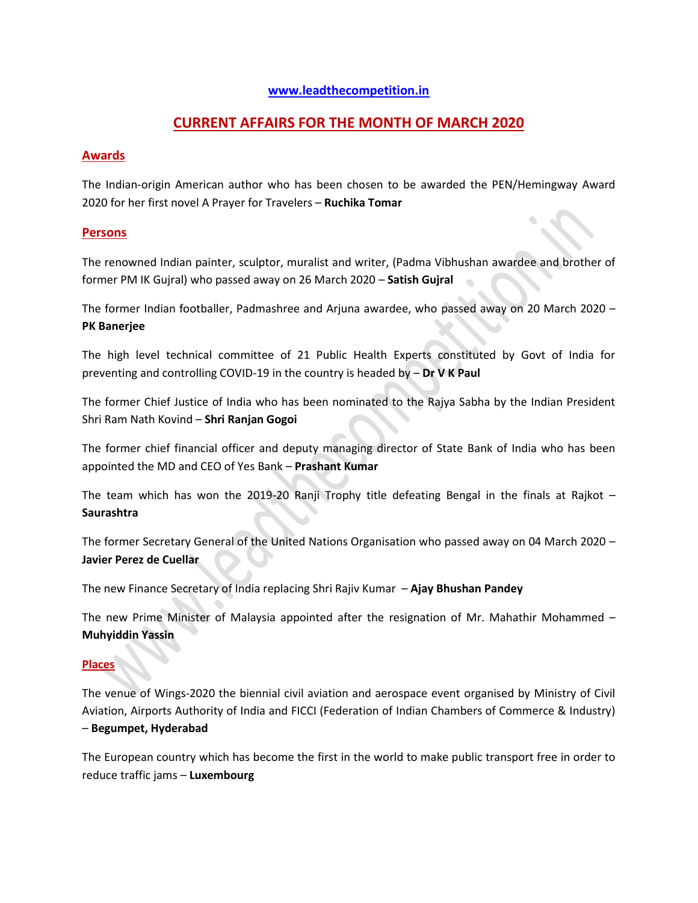[www.leadthecompetition.in](http://www.leadthecompetition.in)

# CURRENT AFFAIRS FOR THE MONTH OF MARCH 2020

## Awards

The Indian-origin American author who has been chosen to be awarded the PEN/Hemingway Award 2020 for her first novel A Prayer for Travelers – **Ruchika Tomar**

## Persons

The renowned Indian painter, sculptor, muralist and writer, (Padma Vibhushan awardee and brother of former PM IK Gujral) who passed away on 26 March 2020 – **Satish Gujral**

The former Indian footballer, Padmashree and Arjuna awardee, who passed away on 20 March 2020 – **PK Banerjee**

The high level technical committee of 21 Public Health Experts constituted by Govt of India for preventing and controlling COVID-19 in the country is headed by – **Dr V K Paul**

The former Chief Justice of India who has been nominated to the Rajya Sabha by the Indian President Shri Ram Nath Kovind – **Shri Ranjan Gogoi**

The former chief financial officer and deputy managing director of State Bank of India who has been appointed the MD and CEO of Yes Bank – **Prashant Kumar**

The team which has won the 2019-20 Ranji Trophy title defeating Bengal in the finals at Rajkot – **Saurashtra**

The former Secretary General of the United Nations Organisation who passed away on 04 March 2020 – **Javier Perez de Cuellar**

The new Finance Secretary of India replacing Shri Rajiv Kumar – **Ajay Bhushan Pandey**

The new Prime Minister of Malaysia appointed after the resignation of Mr. Mahathir Mohammed – **Muhyiddin Yassin**

## Places

The venue of Wings-2020 the biennial civil aviation and aerospace event organised by Ministry of Civil Aviation, Airports Authority of India and FICCI (Federation of Indian Chambers of Commerce & Industry) – **Begumpet, Hyderabad**

The European country which has become the first in the world to make public transport free in order to reduce traffic jams – **Luxembourg**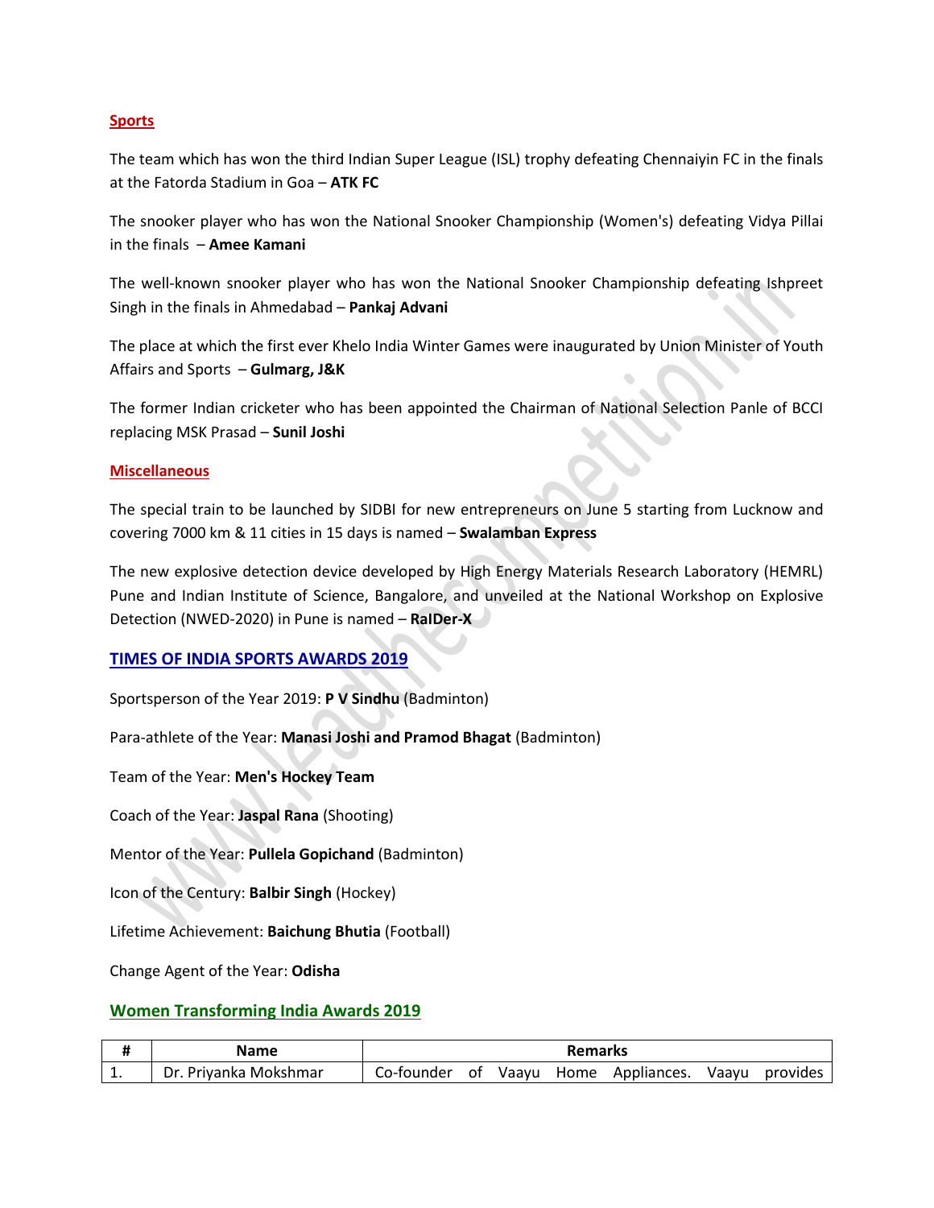**Sports**

The team which has won the third Indian Super League (ISL) trophy defeating Chennaiyin FC in the finals at the Fatorda Stadium in Goa – **ATK FC**

The snooker player who has won the National Snooker Championship (Women's) defeating Vidya Pillai in the finals – **Amee Kamani**

The well-known snooker player who has won the National Snooker Championship defeating Ishpreet Singh in the finals in Ahmedabad – **Pankaj Advani**

The place at which the first ever Khelo India Winter Games were inaugurated by Union Minister of Youth Affairs and Sports – **Gulmarg, J&K**

The former Indian cricketer who has been appointed the Chairman of National Selection Panle of BCCI replacing MSK Prasad – **Sunil Joshi**

**Miscellaneous**

The special train to be launched by SIDBI for new entrepreneurs on June 5 starting from Lucknow and covering 7000 km & 11 cities in 15 days is named – **Swalamban Express**

The new explosive detection device developed by High Energy Materials Research Laboratory (HEMRL) Pune and Indian Institute of Science, Bangalore, and unveiled at the National Workshop on Explosive Detection (NWED-2020) in Pune is named – **RaIDer-X**

## TIMES OF INDIA SPORTS AWARDS 2019

Sportsperson of the Year 2019: **P V Sindhu** (Badminton)

Para-athlete of the Year: **Manasi Joshi and Pramod Bhagat** (Badminton)

Team of the Year: **Men's Hockey Team**

Coach of the Year: **Jaspal Rana** (Shooting)

Mentor of the Year: **Pullela Gopichand** (Badminton)

Icon of the Century: **Balbir Singh** (Hockey)

Lifetime Achievement: **Baichung Bhutia** (Football)

Change Agent of the Year: **Odisha**

## Women Transforming India Awards 2019

| # | Name | Remarks |
|---|---|---|
| 1. | Dr. Priyanka Mokshmar | Co-founder of Vaayu Home Appliances. Vaayu provides |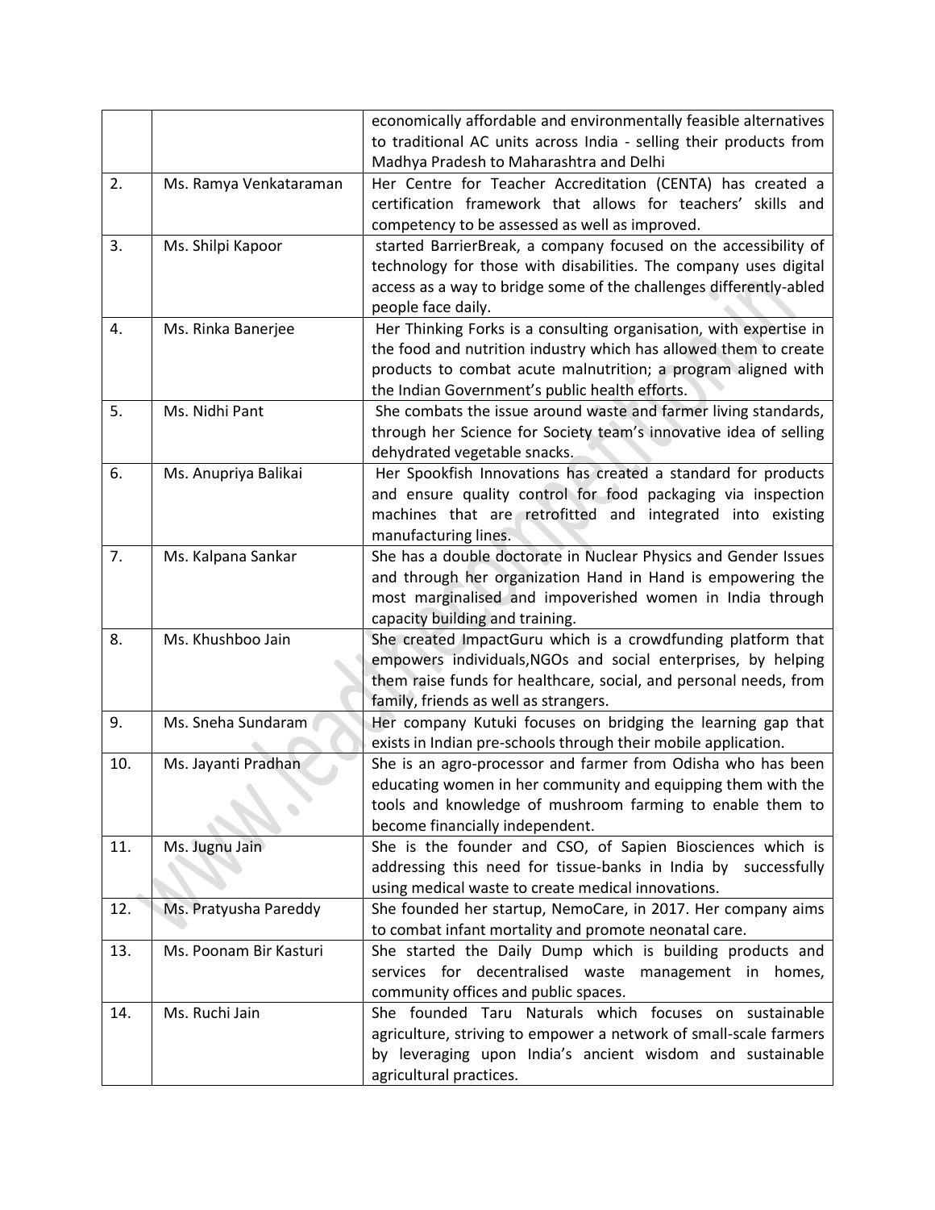| | | |
|---|---|---|
| | | economically affordable and environmentally feasible alternatives to traditional AC units across India - selling their products from Madhya Pradesh to Maharashtra and Delhi |
| 2. | Ms. Ramya Venkataraman | Her Centre for Teacher Accreditation (CENTA) has created a certification framework that allows for teachers' skills and competency to be assessed as well as improved. |
| 3. | Ms. Shilpi Kapoor | started BarrierBreak, a company focused on the accessibility of technology for those with disabilities. The company uses digital access as a way to bridge some of the challenges differently-abled people face daily. |
| 4. | Ms. Rinka Banerjee | Her Thinking Forks is a consulting organisation, with expertise in the food and nutrition industry which has allowed them to create products to combat acute malnutrition; a program aligned with the Indian Government's public health efforts. |
| 5. | Ms. Nidhi Pant | She combats the issue around waste and farmer living standards, through her Science for Society team's innovative idea of selling dehydrated vegetable snacks. |
| 6. | Ms. Anupriya Balikai | Her Spookfish Innovations has created a standard for products and ensure quality control for food packaging via inspection machines that are retrofitted and integrated into existing manufacturing lines. |
| 7. | Ms. Kalpana Sankar | She has a double doctorate in Nuclear Physics and Gender Issues and through her organization Hand in Hand is empowering the most marginalised and impoverished women in India through capacity building and training. |
| 8. | Ms. Khushboo Jain | She created ImpactGuru which is a crowdfunding platform that empowers individuals,NGOs and social enterprises, by helping them raise funds for healthcare, social, and personal needs, from family, friends as well as strangers. |
| 9. | Ms. Sneha Sundaram | Her company Kutuki focuses on bridging the learning gap that exists in Indian pre-schools through their mobile application. |
| 10. | Ms. Jayanti Pradhan | She is an agro-processor and farmer from Odisha who has been educating women in her community and equipping them with the tools and knowledge of mushroom farming to enable them to become financially independent. |
| 11. | Ms. Jugnu Jain | She is the founder and CSO, of Sapien Biosciences which is addressing this need for tissue-banks in India by successfully using medical waste to create medical innovations. |
| 12. | Ms. Pratyusha Pareddy | She founded her startup, NemoCare, in 2017. Her company aims to combat infant mortality and promote neonatal care. |
| 13. | Ms. Poonam Bir Kasturi | She started the Daily Dump which is building products and services for decentralised waste management in homes, community offices and public spaces. |
| 14. | Ms. Ruchi Jain | She founded Taru Naturals which focuses on sustainable agriculture, striving to empower a network of small-scale farmers by leveraging upon India's ancient wisdom and sustainable agricultural practices. |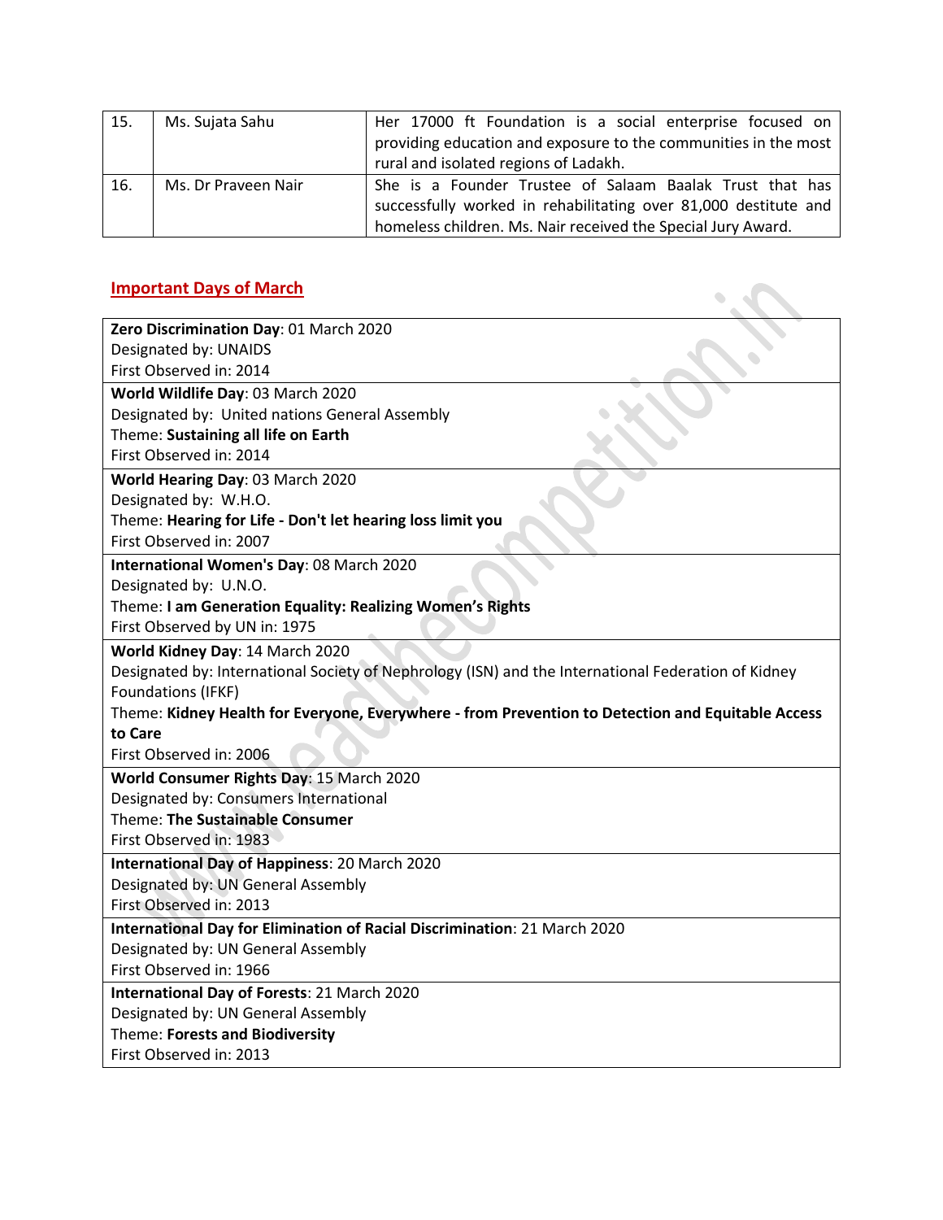| 15. | Ms. Sujata Sahu | Her 17000 ft Foundation is a social enterprise focused on providing education and exposure to the communities in the most rural and isolated regions of Ladakh. |
|---|---|---|
| 16. | Ms. Dr Praveen Nair | She is a Founder Trustee of Salaam Baalak Trust that has successfully worked in rehabilitating over 81,000 destitute and homeless children. Ms. Nair received the Special Jury Award. |

## Important Days of March

| |
|---|
| **Zero Discrimination Day**: 01 March 2020<br>Designated by: UNAIDS<br>First Observed in: 2014 |
| **World Wildlife Day**: 03 March 2020<br>Designated by: United nations General Assembly<br>Theme: **Sustaining all life on Earth**<br>First Observed in: 2014 |
| **World Hearing Day**: 03 March 2020<br>Designated by: W.H.O.<br>Theme: **Hearing for Life - Don't let hearing loss limit you**<br>First Observed in: 2007 |
| **International Women's Day**: 08 March 2020<br>Designated by: U.N.O.<br>Theme: **I am Generation Equality: Realizing Women's Rights**<br>First Observed by UN in: 1975 |
| **World Kidney Day**: 14 March 2020<br>Designated by: International Society of Nephrology (ISN) and the International Federation of Kidney Foundations (IFKF)<br>Theme: **Kidney Health for Everyone, Everywhere - from Prevention to Detection and Equitable Access to Care**<br>First Observed in: 2006 |
| **World Consumer Rights Day**: 15 March 2020<br>Designated by: Consumers International<br>Theme: **The Sustainable Consumer**<br>First Observed in: 1983 |
| **International Day of Happiness**: 20 March 2020<br>Designated by: UN General Assembly<br>First Observed in: 2013 |
| **International Day for Elimination of Racial Discrimination**: 21 March 2020<br>Designated by: UN General Assembly<br>First Observed in: 1966 |
| **International Day of Forests**: 21 March 2020<br>Designated by: UN General Assembly<br>Theme: **Forests and Biodiversity**<br>First Observed in: 2013 |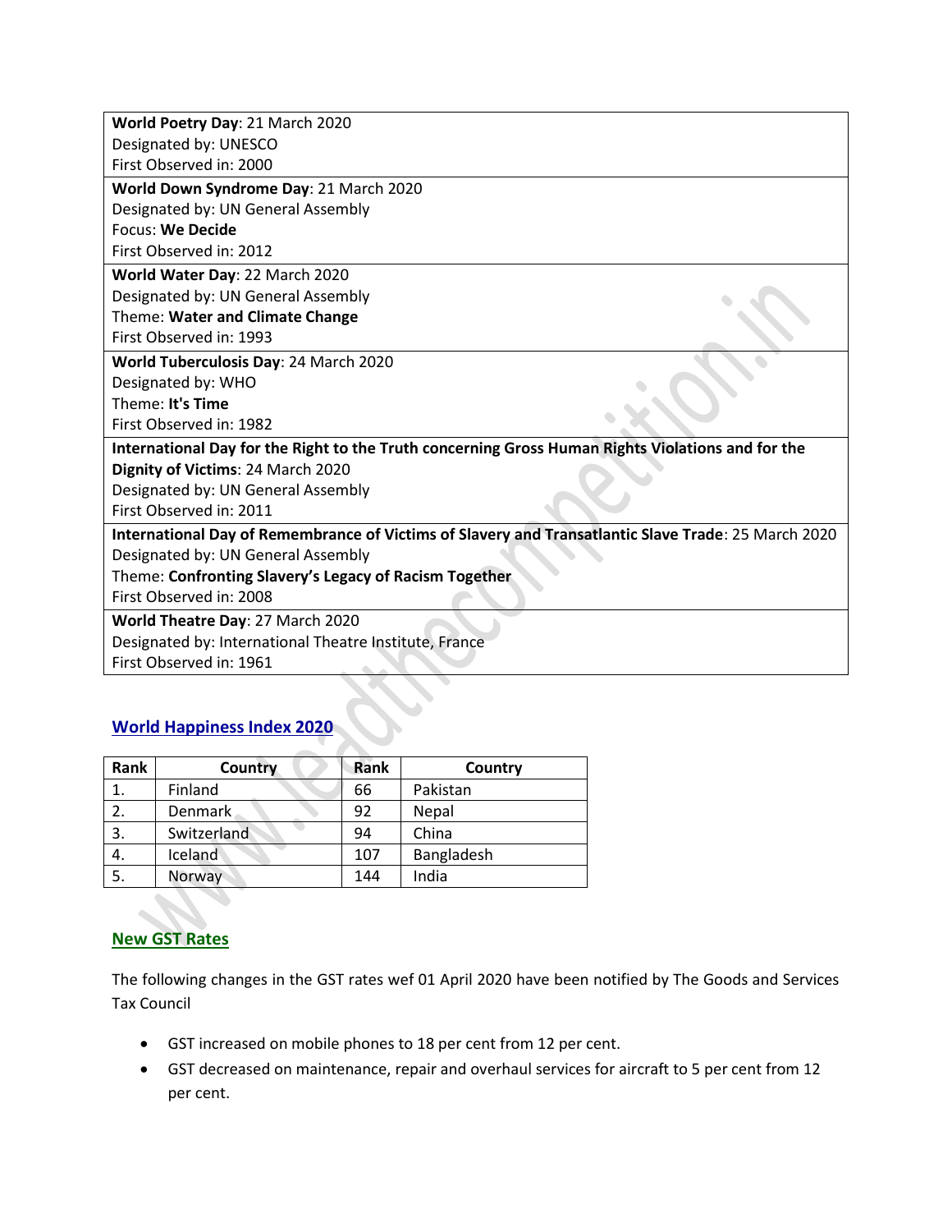| |
|---|
| **World Poetry Day**: 21 March 2020<br>Designated by: UNESCO<br>First Observed in: 2000 |
| **World Down Syndrome Day**: 21 March 2020<br>Designated by: UN General Assembly<br>Focus: **We Decide**<br>First Observed in: 2012 |
| **World Water Day**: 22 March 2020<br>Designated by: UN General Assembly<br>Theme: **Water and Climate Change**<br>First Observed in: 1993 |
| **World Tuberculosis Day**: 24 March 2020<br>Designated by: WHO<br>Theme: **It's Time**<br>First Observed in: 1982 |
| **International Day for the Right to the Truth concerning Gross Human Rights Violations and for the Dignity of Victims**: 24 March 2020<br>Designated by: UN General Assembly<br>First Observed in: 2011 |
| **International Day of Remembrance of Victims of Slavery and Transatlantic Slave Trade**: 25 March 2020<br>Designated by: UN General Assembly<br>Theme: **Confronting Slavery's Legacy of Racism Together**<br>First Observed in: 2008 |
| **World Theatre Day**: 27 March 2020<br>Designated by: International Theatre Institute, France<br>First Observed in: 1961 |

## World Happiness Index 2020

| Rank | Country | Rank | Country |
|---|---|---|---|
| 1. | Finland | 66 | Pakistan |
| 2. | Denmark | 92 | Nepal |
| 3. | Switzerland | 94 | China |
| 4. | Iceland | 107 | Bangladesh |
| 5. | Norway | 144 | India |

## New GST Rates

The following changes in the GST rates wef 01 April 2020 have been notified by The Goods and Services Tax Council

- GST increased on mobile phones to 18 per cent from 12 per cent.
- GST decreased on maintenance, repair and overhaul services for aircraft to 5 per cent from 12 per cent.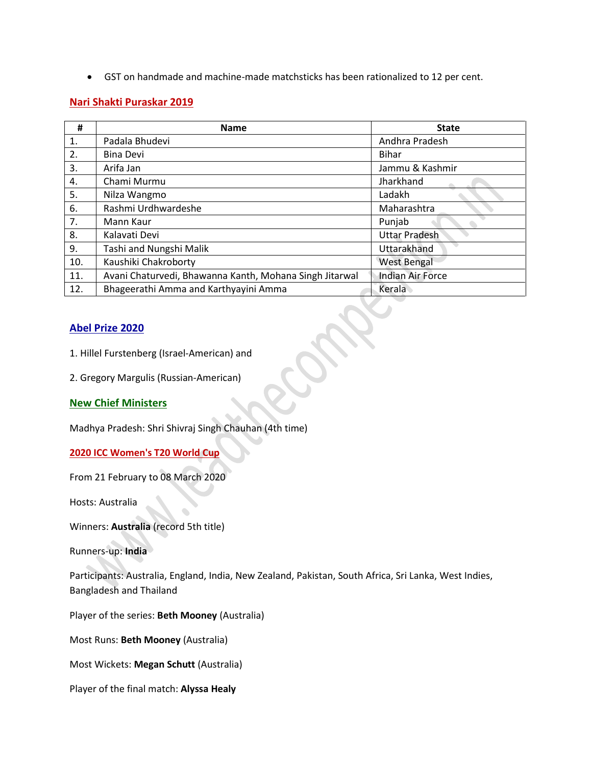- GST on handmade and machine-made matchsticks has been rationalized to 12 per cent.

## Nari Shakti Puraskar 2019

| # | Name | State |
|---|---|---|
| 1. | Padala Bhudevi | Andhra Pradesh |
| 2. | Bina Devi | Bihar |
| 3. | Arifa Jan | Jammu & Kashmir |
| 4. | Chami Murmu | Jharkhand |
| 5. | Nilza Wangmo | Ladakh |
| 6. | Rashmi Urdhwardeshe | Maharashtra |
| 7. | Mann Kaur | Punjab |
| 8. | Kalavati Devi | Uttar Pradesh |
| 9. | Tashi and Nungshi Malik | Uttarakhand |
| 10. | Kaushiki Chakroborty | West Bengal |
| 11. | Avani Chaturvedi, Bhawanna Kanth, Mohana Singh Jitarwal | Indian Air Force |
| 12. | Bhageerathi Amma and Karthyayini Amma | Kerala |

## Abel Prize 2020

1. Hillel Furstenberg (Israel-American) and

2. Gregory Margulis (Russian-American)

## New Chief Ministers

Madhya Pradesh: Shri Shivraj Singh Chauhan (4th time)

## 2020 ICC Women's T20 World Cup

From 21 February to 08 March 2020

Hosts: Australia

Winners: **Australia** (record 5th title)

Runners-up: **India**

Participants: Australia, England, India, New Zealand, Pakistan, South Africa, Sri Lanka, West Indies, Bangladesh and Thailand

Player of the series: **Beth Mooney** (Australia)

Most Runs: **Beth Mooney** (Australia)

Most Wickets: **Megan Schutt** (Australia)

Player of the final match: **Alyssa Healy**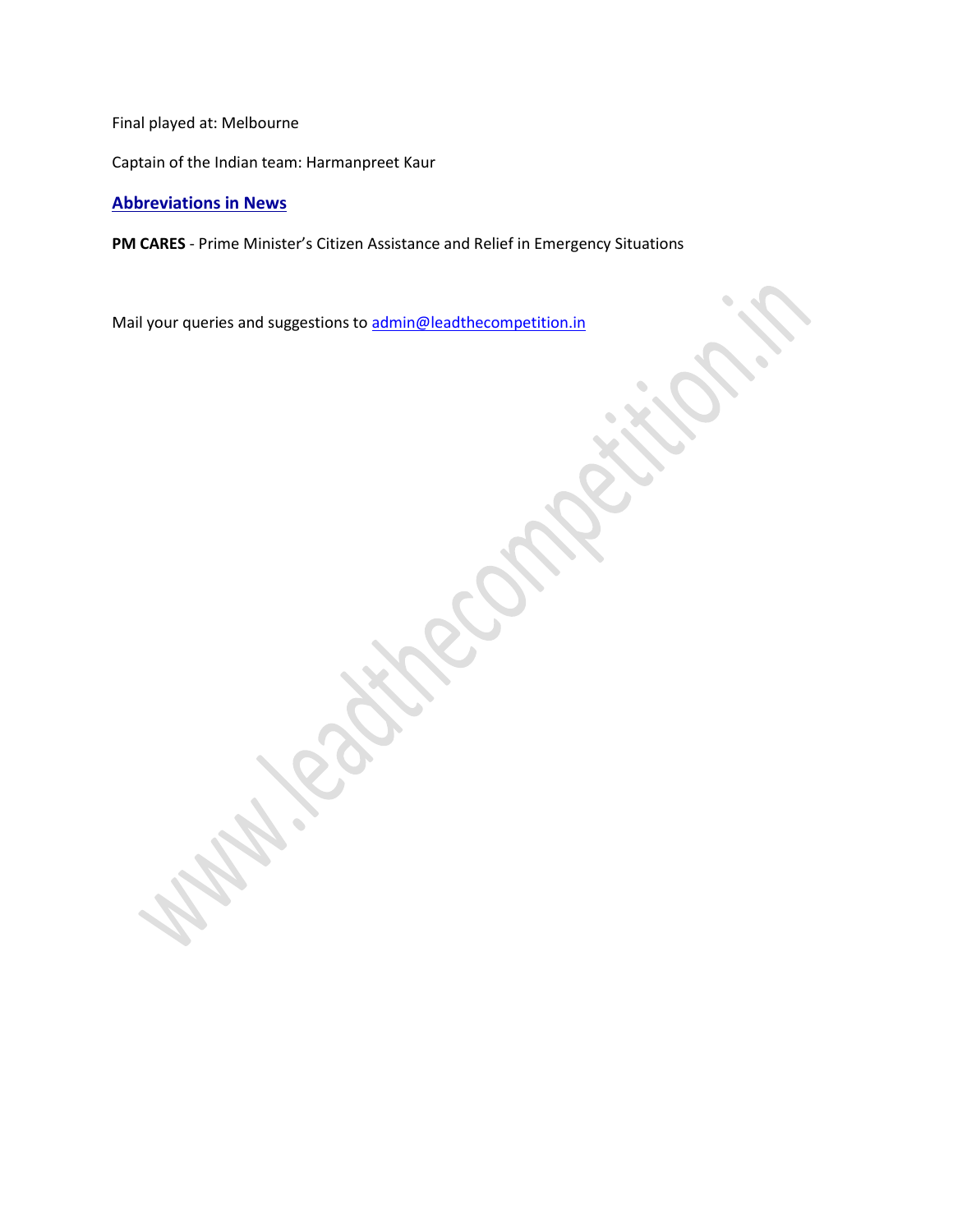Final played at: Melbourne

Captain of the Indian team: Harmanpreet Kaur

## Abbreviations in News

**PM CARES** - Prime Minister's Citizen Assistance and Relief in Emergency Situations

Mail your queries and suggestions to admin@leadthecompetition.in